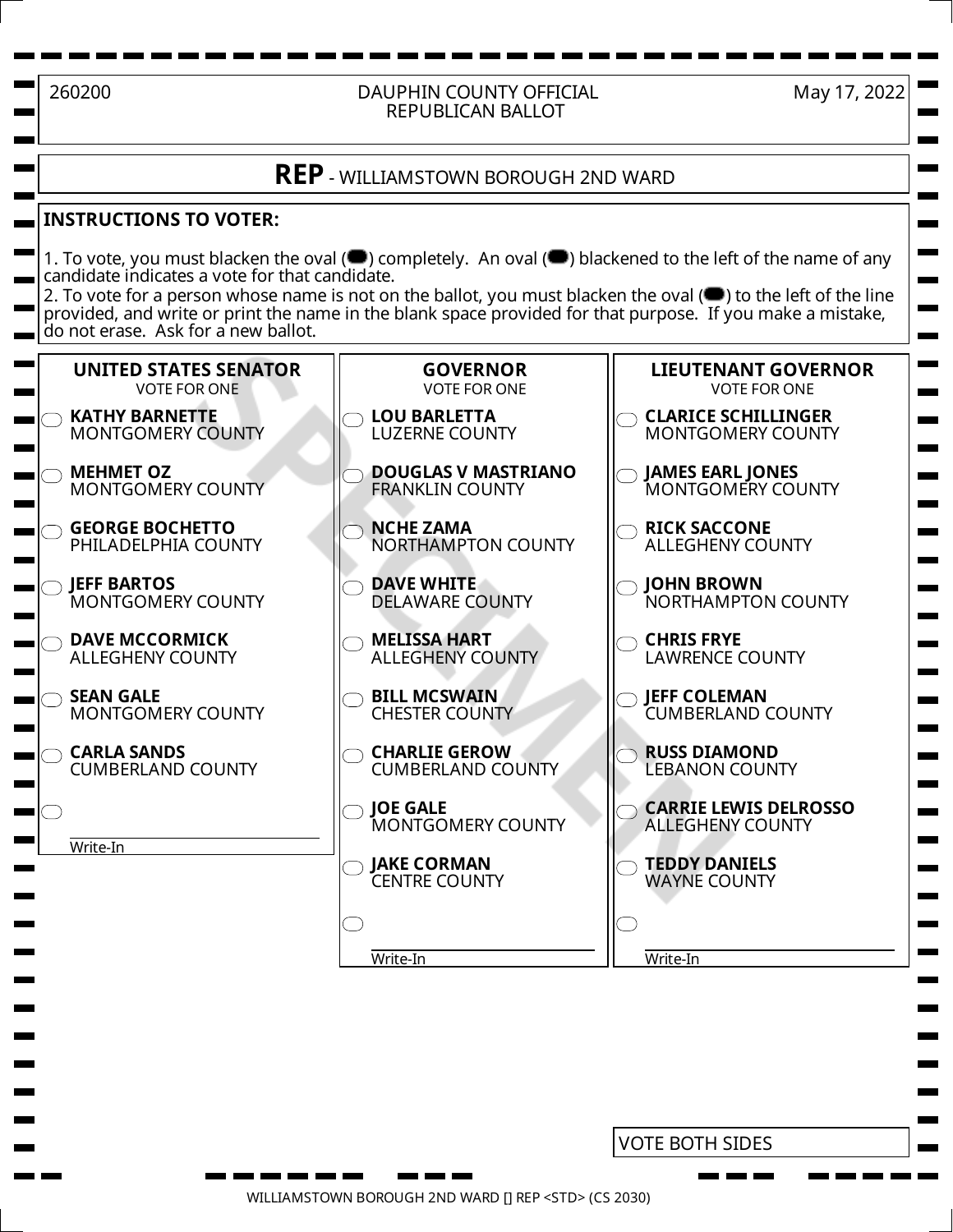260200

DAUPHIN COUNTY OFFICIAL
REPUBLICAN BALLOT

May 17, 2022

# REP - WILLIAMSTOWN BOROUGH 2ND WARD

**INSTRUCTIONS TO VOTER:**

1. To vote, you must blacken the oval (⬬) completely. An oval (⬬) blackened to the left of the name of any candidate indicates a vote for that candidate.
2. To vote for a person whose name is not on the ballot, you must blacken the oval (⬬) to the left of the line provided, and write or print the name in the blank space provided for that purpose. If you make a mistake, do not erase. Ask for a new ballot.

## UNITED STATES SENATOR
VOTE FOR ONE

- **KATHY BARNETTE** MONTGOMERY COUNTY
- **MEHMET OZ** MONTGOMERY COUNTY
- **GEORGE BOCHETTO** PHILADELPHIA COUNTY
- **JEFF BARTOS** MONTGOMERY COUNTY
- **DAVE MCCORMICK** ALLEGHENY COUNTY
- **SEAN GALE** MONTGOMERY COUNTY
- **CARLA SANDS** CUMBERLAND COUNTY
- Write-In

## GOVERNOR
VOTE FOR ONE

- **LOU BARLETTA** LUZERNE COUNTY
- **DOUGLAS V MASTRIANO** FRANKLIN COUNTY
- **NCHE ZAMA** NORTHAMPTON COUNTY
- **DAVE WHITE** DELAWARE COUNTY
- **MELISSA HART** ALLEGHENY COUNTY
- **BILL MCSWAIN** CHESTER COUNTY
- **CHARLIE GEROW** CUMBERLAND COUNTY
- **JOE GALE** MONTGOMERY COUNTY
- **JAKE CORMAN** CENTRE COUNTY
- Write-In

## LIEUTENANT GOVERNOR
VOTE FOR ONE

- **CLARICE SCHILLINGER** MONTGOMERY COUNTY
- **JAMES EARL JONES** MONTGOMERY COUNTY
- **RICK SACCONE** ALLEGHENY COUNTY
- **JOHN BROWN** NORTHAMPTON COUNTY
- **CHRIS FRYE** LAWRENCE COUNTY
- **JEFF COLEMAN** CUMBERLAND COUNTY
- **RUSS DIAMOND** LEBANON COUNTY
- **CARRIE LEWIS DELROSSO** ALLEGHENY COUNTY
- **TEDDY DANIELS** WAYNE COUNTY
- Write-In

VOTE BOTH SIDES

WILLIAMSTOWN BOROUGH 2ND WARD [] REP <STD> (CS 2030)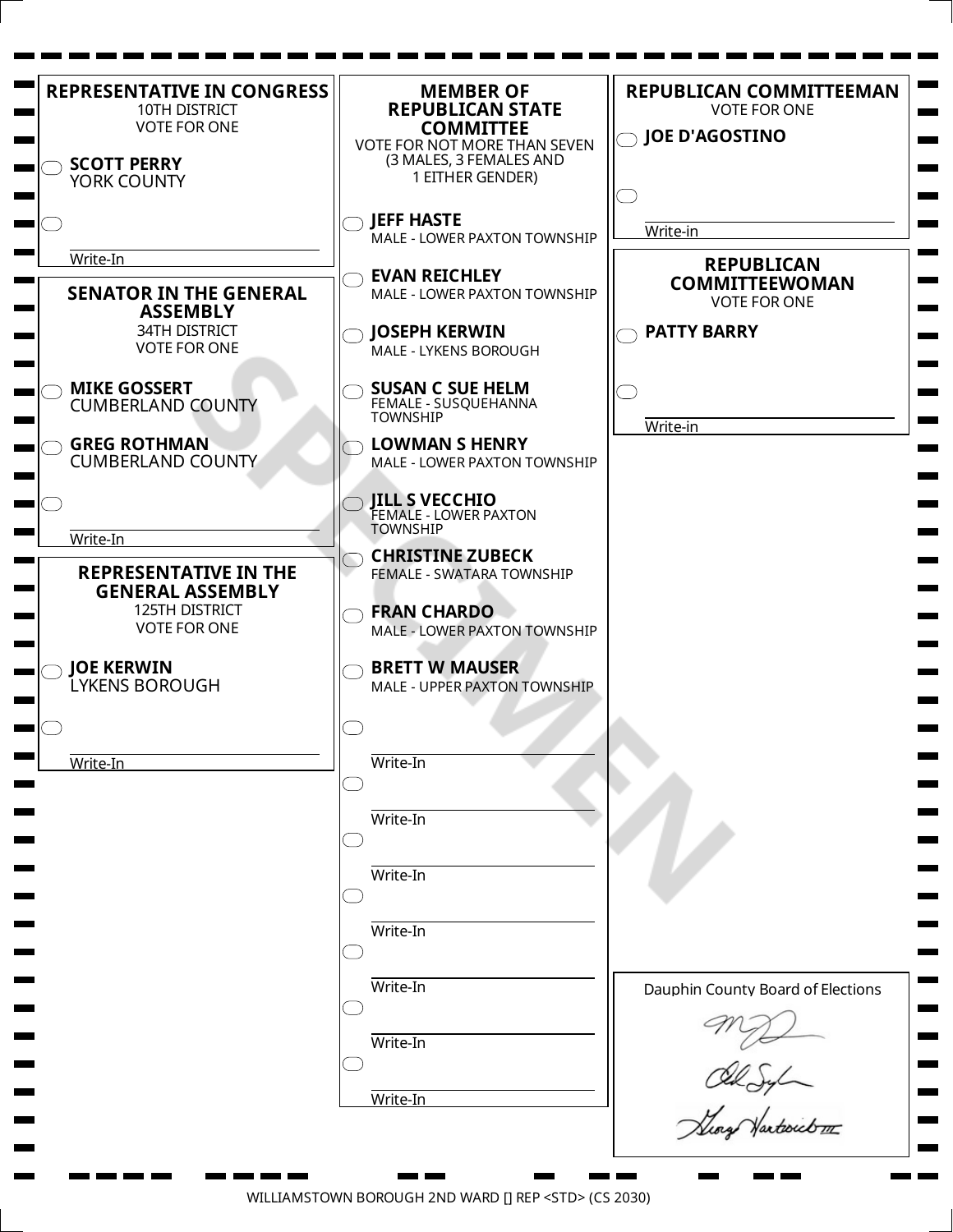## REPRESENTATIVE IN CONGRESS
10TH DISTRICT
VOTE FOR ONE

- **SCOTT PERRY**
  YORK COUNTY
- Write-In

## SENATOR IN THE GENERAL ASSEMBLY
34TH DISTRICT
VOTE FOR ONE

- **MIKE GOSSERT**
  CUMBERLAND COUNTY
- **GREG ROTHMAN**
  CUMBERLAND COUNTY
- Write-In

## REPRESENTATIVE IN THE GENERAL ASSEMBLY
125TH DISTRICT
VOTE FOR ONE

- **JOE KERWIN**
  LYKENS BOROUGH
- Write-In

## MEMBER OF REPUBLICAN STATE COMMITTEE
VOTE FOR NOT MORE THAN SEVEN
(3 MALES, 3 FEMALES AND
1 EITHER GENDER)

- **JEFF HASTE**
  MALE - LOWER PAXTON TOWNSHIP
- **EVAN REICHLEY**
  MALE - LOWER PAXTON TOWNSHIP
- **JOSEPH KERWIN**
  MALE - LYKENS BOROUGH
- **SUSAN C SUE HELM**
  FEMALE - SUSQUEHANNA TOWNSHIP
- **LOWMAN S HENRY**
  MALE - LOWER PAXTON TOWNSHIP
- **JILL S VECCHIO**
  FEMALE - LOWER PAXTON TOWNSHIP
- **CHRISTINE ZUBECK**
  FEMALE - SWATARA TOWNSHIP
- **FRAN CHARDO**
  MALE - LOWER PAXTON TOWNSHIP
- **BRETT W MAUSER**
  MALE - UPPER PAXTON TOWNSHIP
- Write-In
- Write-In
- Write-In
- Write-In
- Write-In
- Write-In
- Write-In

## REPUBLICAN COMMITTEEMAN
VOTE FOR ONE

- **JOE D'AGOSTINO**
- Write-in

## REPUBLICAN COMMITTEEWOMAN
VOTE FOR ONE

- **PATTY BARRY**
- Write-in

SPECIMEN

Dauphin County Board of Elections

WILLIAMSTOWN BOROUGH 2ND WARD [] REP <STD> (CS 2030)